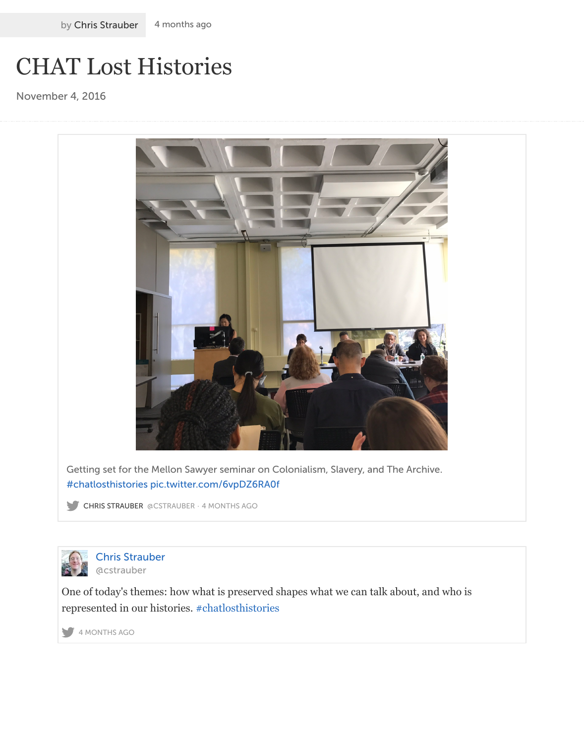by Chris Strauber 4 months ago

# CHAT Lost Histories

November 4, 2016

Getting set for the Mellon Sawyer seminar on Colonialism, Slavery, and The Archive. #chatlosthistories pic.twitter.com/6vpDZ6RA0f

CHRIS STRAUBER @CSTRAUBER · 4 MONTHS AGO

Chris Strauber
@cstrauber

One of today's themes: how what is preserved shapes what we can talk about, and who is represented in our histories. #chatlosthistories

4 MONTHS AGO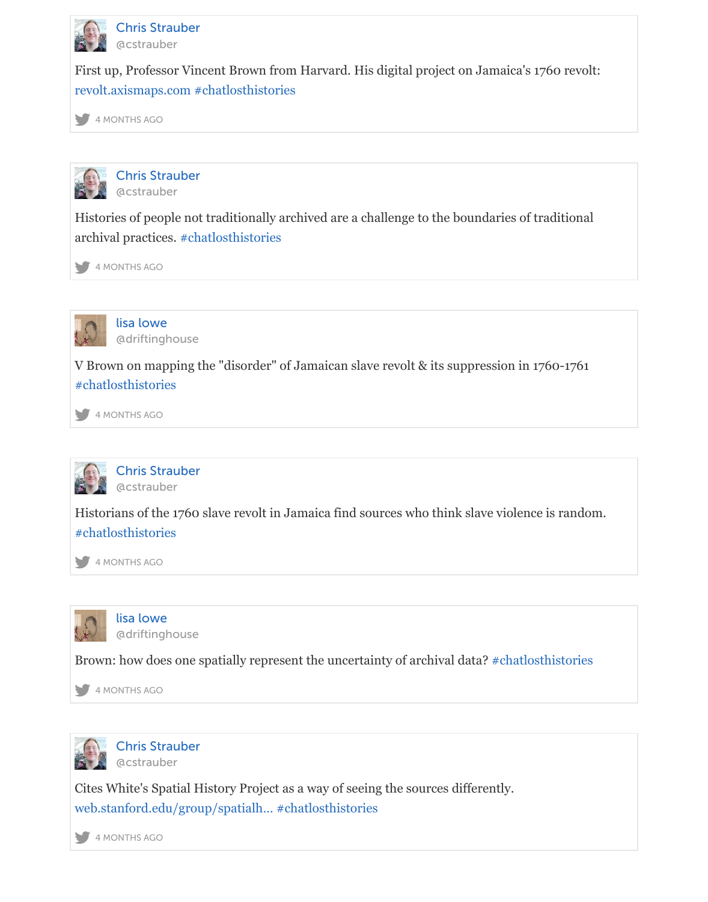**Chris Strauber**
@cstrauber

First up, Professor Vincent Brown from Harvard. His digital project on Jamaica's 1760 revolt: revolt.axismaps.com #chatlosthistories

4 MONTHS AGO

---

**Chris Strauber**
@cstrauber

Histories of people not traditionally archived are a challenge to the boundaries of traditional archival practices. #chatlosthistories

4 MONTHS AGO

---

**lisa lowe**
@driftinghouse

V Brown on mapping the "disorder" of Jamaican slave revolt & its suppression in 1760-1761 #chatlosthistories

4 MONTHS AGO

---

**Chris Strauber**
@cstrauber

Historians of the 1760 slave revolt in Jamaica find sources who think slave violence is random. #chatlosthistories

4 MONTHS AGO

---

**lisa lowe**
@driftinghouse

Brown: how does one spatially represent the uncertainty of archival data? #chatlosthistories

4 MONTHS AGO

---

**Chris Strauber**
@cstrauber

Cites White's Spatial History Project as a way of seeing the sources differently. web.stanford.edu/group/spatialh... #chatlosthistories

4 MONTHS AGO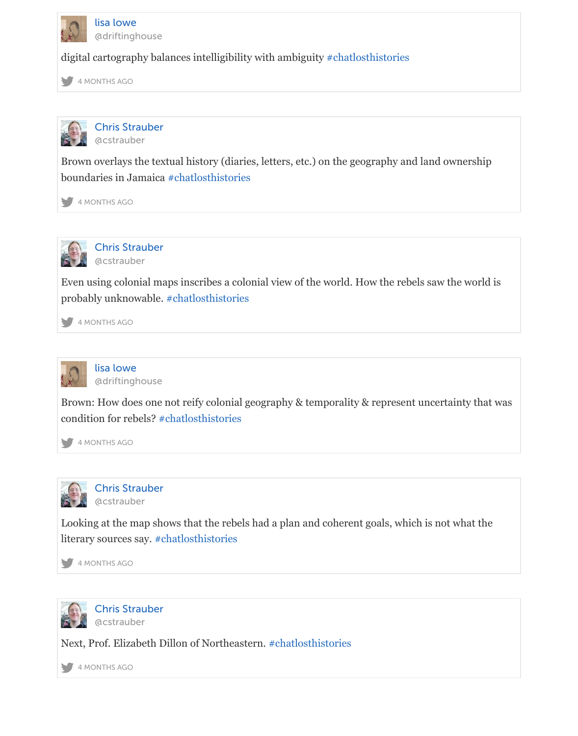lisa lowe
@driftinghouse

digital cartography balances intelligibility with ambiguity #chatlosthistories

4 MONTHS AGO

---

Chris Strauber
@cstrauber

Brown overlays the textual history (diaries, letters, etc.) on the geography and land ownership boundaries in Jamaica #chatlosthistories

4 MONTHS AGO

---

Chris Strauber
@cstrauber

Even using colonial maps inscribes a colonial view of the world. How the rebels saw the world is probably unknowable. #chatlosthistories

4 MONTHS AGO

---

lisa lowe
@driftinghouse

Brown: How does one not reify colonial geography & temporality & represent uncertainty that was condition for rebels? #chatlosthistories

4 MONTHS AGO

---

Chris Strauber
@cstrauber

Looking at the map shows that the rebels had a plan and coherent goals, which is not what the literary sources say. #chatlosthistories

4 MONTHS AGO

---

Chris Strauber
@cstrauber

Next, Prof. Elizabeth Dillon of Northeastern. #chatlosthistories

4 MONTHS AGO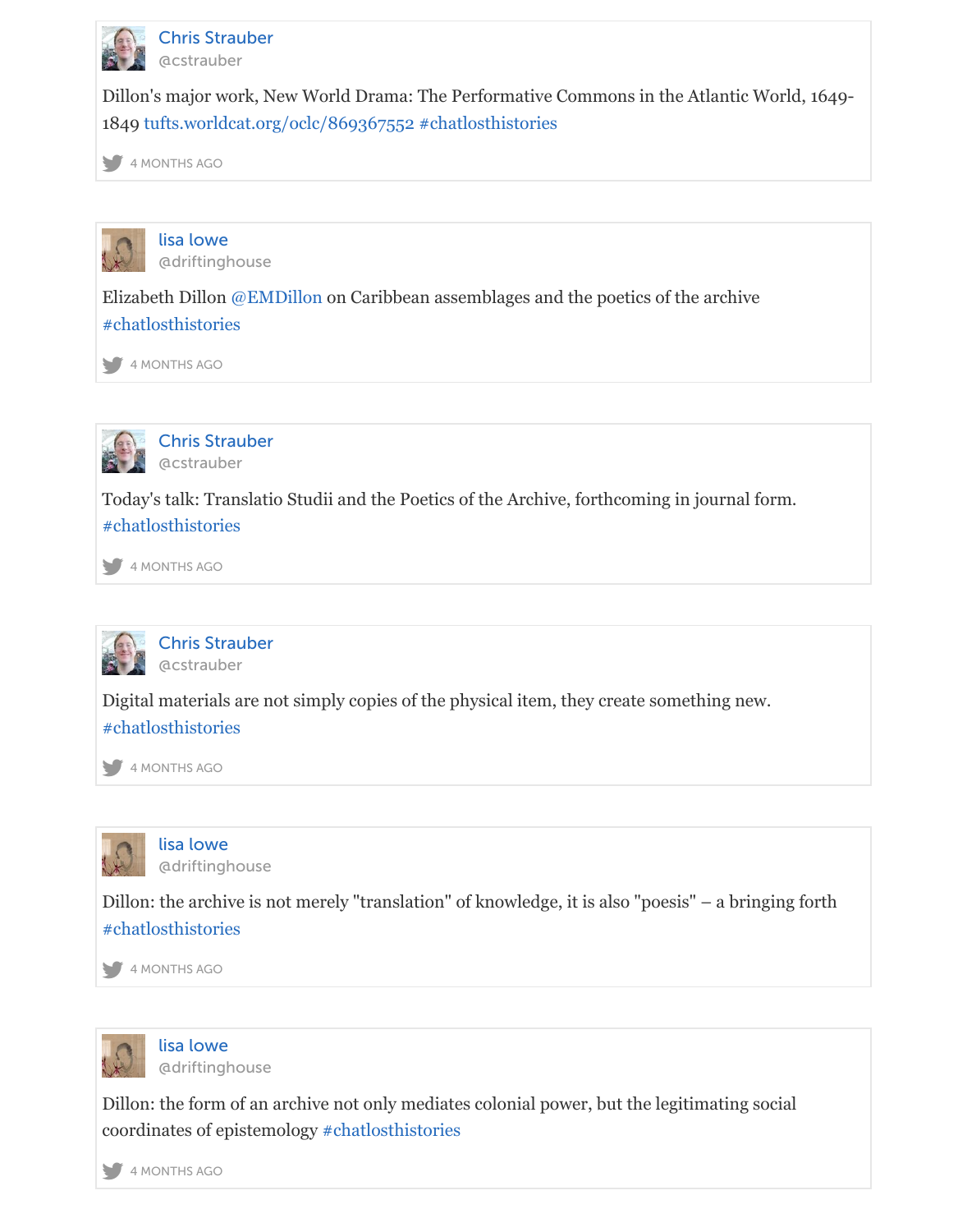**Chris Strauber**
@cstrauber

Dillon's major work, New World Drama: The Performative Commons in the Atlantic World, 1649-1849 tufts.worldcat.org/oclc/869367552 #chatlosthistories

4 MONTHS AGO

---

**lisa lowe**
@driftinghouse

Elizabeth Dillon @EMDillon on Caribbean assemblages and the poetics of the archive #chatlosthistories

4 MONTHS AGO

---

**Chris Strauber**
@cstrauber

Today's talk: Translatio Studii and the Poetics of the Archive, forthcoming in journal form. #chatlosthistories

4 MONTHS AGO

---

**Chris Strauber**
@cstrauber

Digital materials are not simply copies of the physical item, they create something new. #chatlosthistories

4 MONTHS AGO

---

**lisa lowe**
@driftinghouse

Dillon: the archive is not merely "translation" of knowledge, it is also "poesis" – a bringing forth #chatlosthistories

4 MONTHS AGO

---

**lisa lowe**
@driftinghouse

Dillon: the form of an archive not only mediates colonial power, but the legitimating social coordinates of epistemology #chatlosthistories

4 MONTHS AGO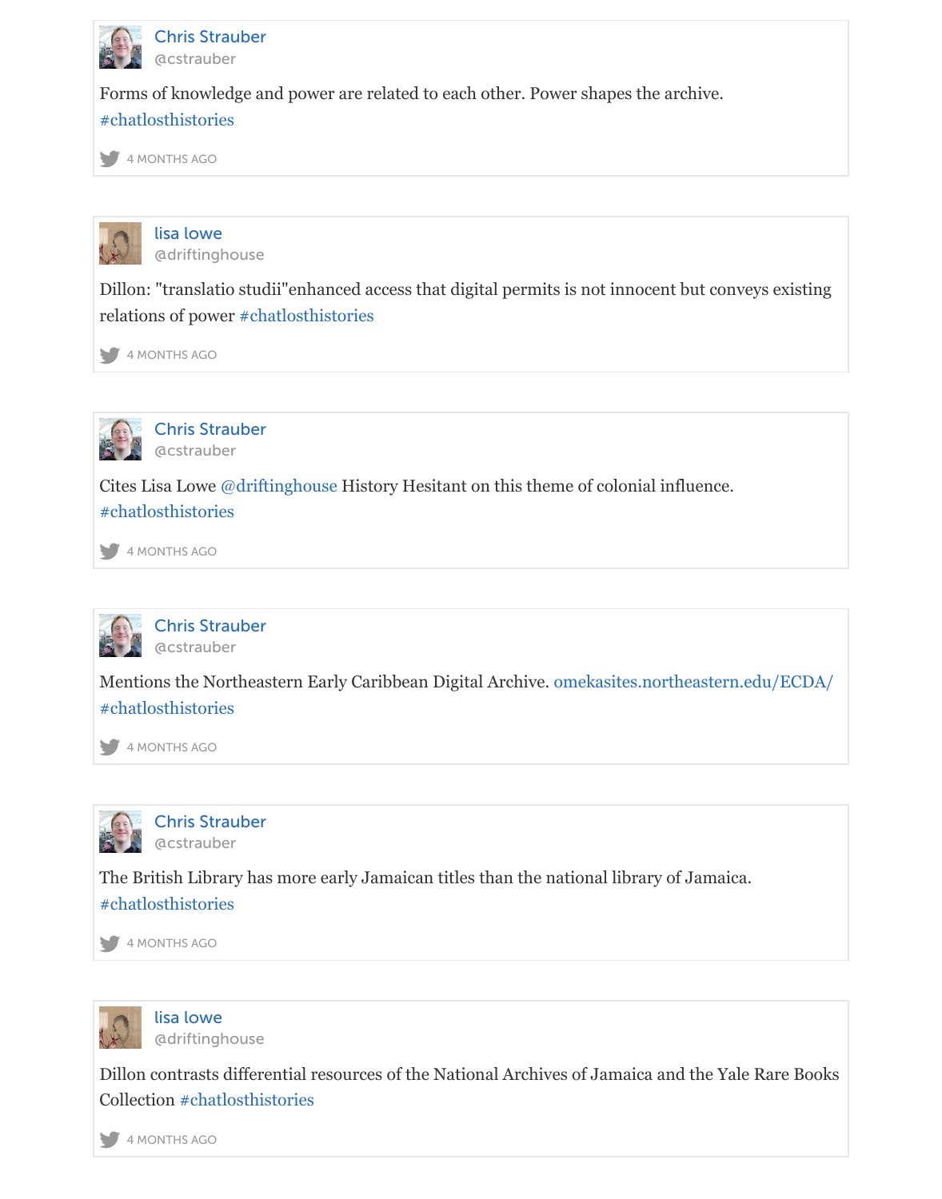**Chris Strauber**
@cstrauber

Forms of knowledge and power are related to each other. Power shapes the archive. #chatlosthistories

4 MONTHS AGO

---

**lisa lowe**
@driftinghouse

Dillon: "translatio studii"enhanced access that digital permits is not innocent but conveys existing relations of power #chatlosthistories

4 MONTHS AGO

---

**Chris Strauber**
@cstrauber

Cites Lisa Lowe @driftinghouse History Hesitant on this theme of colonial influence. #chatlosthistories

4 MONTHS AGO

---

**Chris Strauber**
@cstrauber

Mentions the Northeastern Early Caribbean Digital Archive. omekasites.northeastern.edu/ECDA/ #chatlosthistories

4 MONTHS AGO

---

**Chris Strauber**
@cstrauber

The British Library has more early Jamaican titles than the national library of Jamaica. #chatlosthistories

4 MONTHS AGO

---

**lisa lowe**
@driftinghouse

Dillon contrasts differential resources of the National Archives of Jamaica and the Yale Rare Books Collection #chatlosthistories

4 MONTHS AGO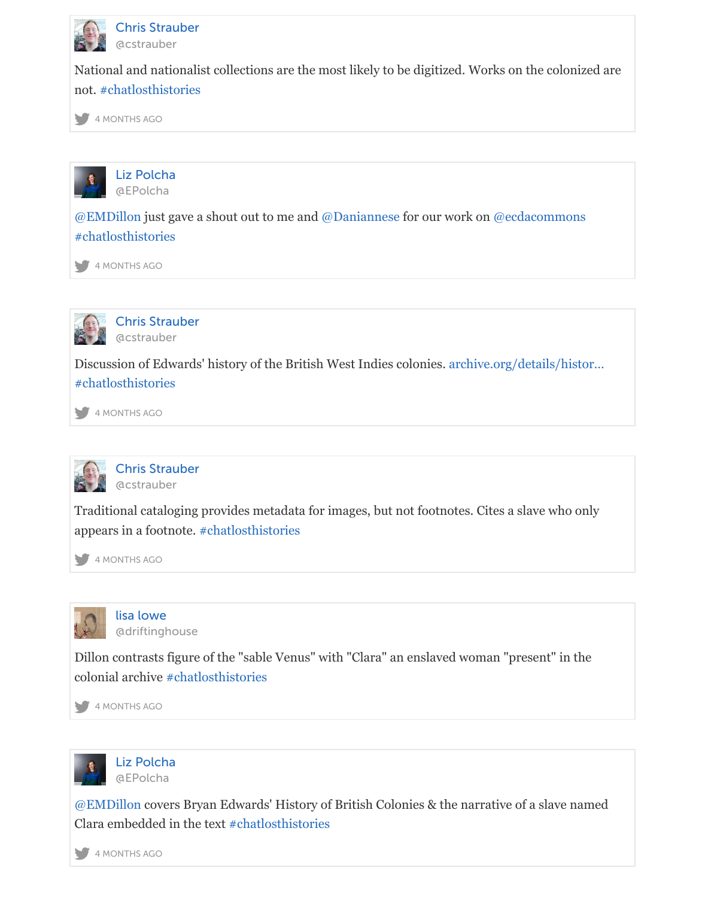**Chris Strauber**
@cstrauber

National and nationalist collections are the most likely to be digitized. Works on the colonized are not. #chatlosthistories

4 MONTHS AGO

---

**Liz Polcha**
@EPolcha

@EMDillon just gave a shout out to me and @Daniannese for our work on @ecdacommons #chatlosthistories

4 MONTHS AGO

---

**Chris Strauber**
@cstrauber

Discussion of Edwards' history of the British West Indies colonies. archive.org/details/histor... #chatlosthistories

4 MONTHS AGO

---

**Chris Strauber**
@cstrauber

Traditional cataloging provides metadata for images, but not footnotes. Cites a slave who only appears in a footnote. #chatlosthistories

4 MONTHS AGO

---

**lisa lowe**
@driftinghouse

Dillon contrasts figure of the "sable Venus" with "Clara" an enslaved woman "present" in the colonial archive #chatlosthistories

4 MONTHS AGO

---

**Liz Polcha**
@EPolcha

@EMDillon covers Bryan Edwards' History of British Colonies & the narrative of a slave named Clara embedded in the text #chatlosthistories

4 MONTHS AGO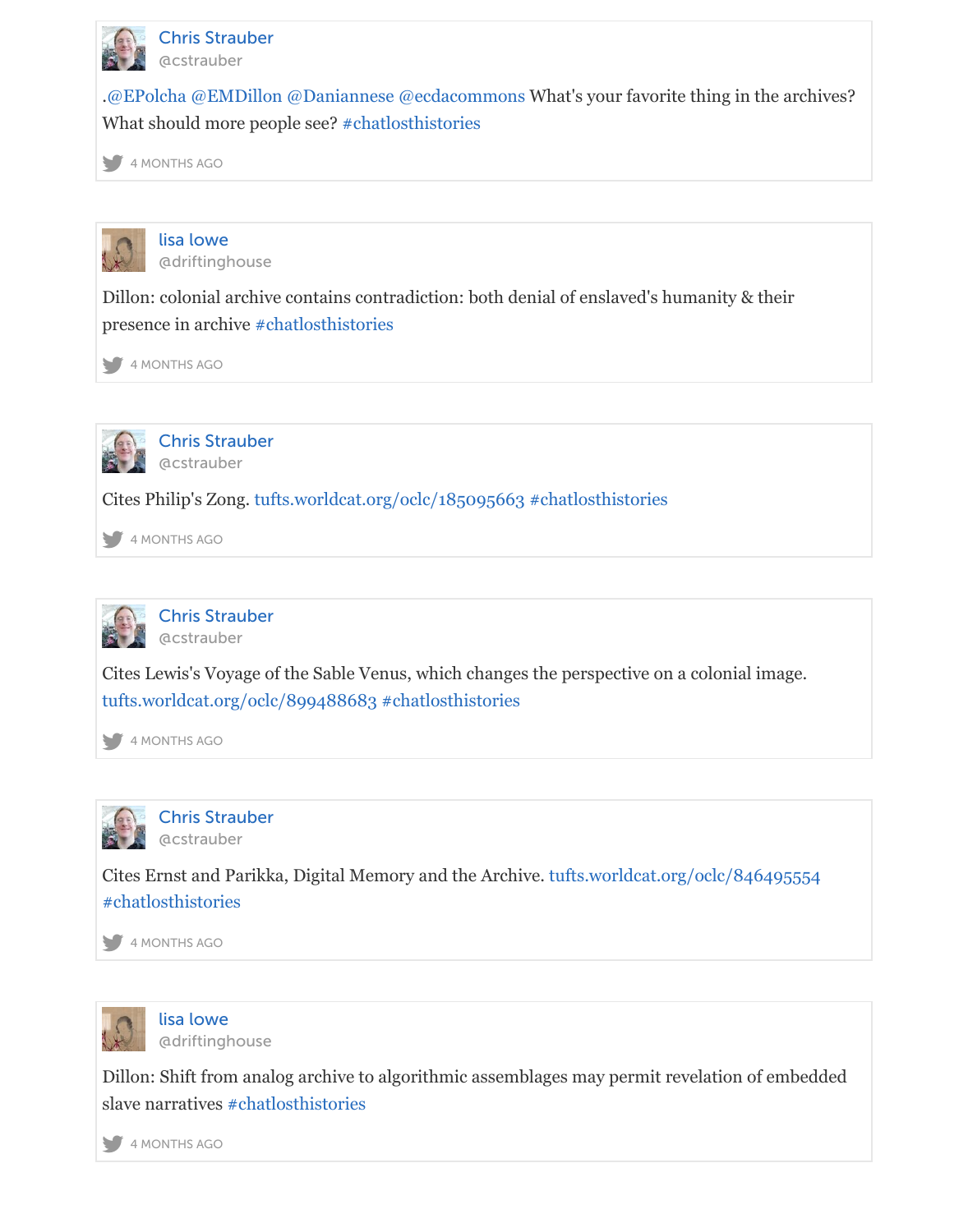Chris Strauber
@cstrauber

.@EPolcha @EMDillon @Daniannese @ecdacommons What's your favorite thing in the archives? What should more people see? #chatlosthistories

4 MONTHS AGO

---

lisa lowe
@driftinghouse

Dillon: colonial archive contains contradiction: both denial of enslaved's humanity & their presence in archive #chatlosthistories

4 MONTHS AGO

---

Chris Strauber
@cstrauber

Cites Philip's Zong. tufts.worldcat.org/oclc/185095663 #chatlosthistories

4 MONTHS AGO

---

Chris Strauber
@cstrauber

Cites Lewis's Voyage of the Sable Venus, which changes the perspective on a colonial image. tufts.worldcat.org/oclc/899488683 #chatlosthistories

4 MONTHS AGO

---

Chris Strauber
@cstrauber

Cites Ernst and Parikka, Digital Memory and the Archive. tufts.worldcat.org/oclc/846495554 #chatlosthistories

4 MONTHS AGO

---

lisa lowe
@driftinghouse

Dillon: Shift from analog archive to algorithmic assemblages may permit revelation of embedded slave narratives #chatlosthistories

4 MONTHS AGO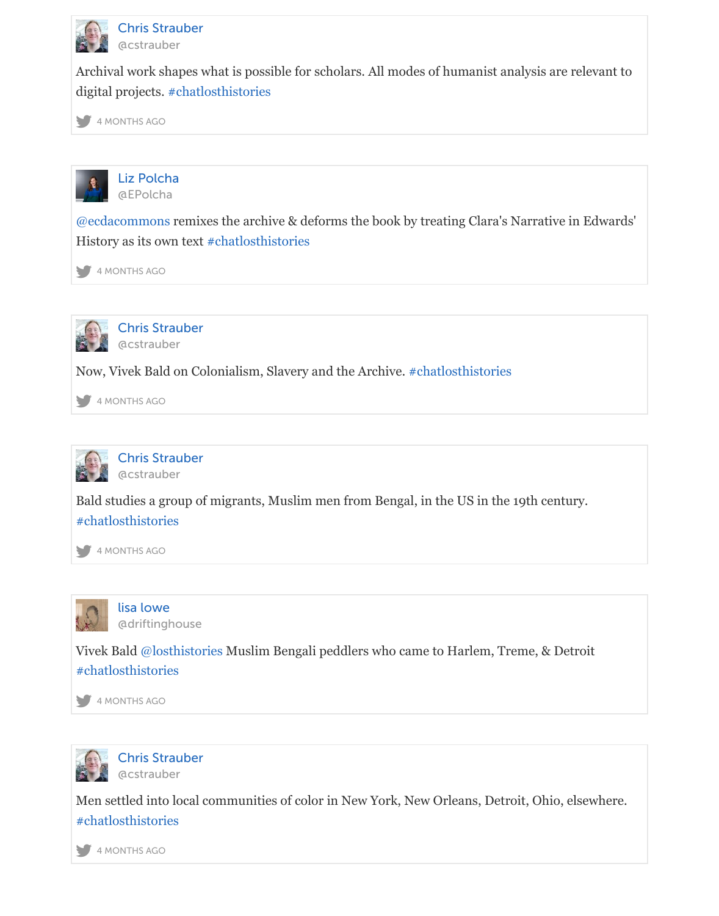Chris Strauber
@cstrauber

Archival work shapes what is possible for scholars. All modes of humanist analysis are relevant to digital projects. #chatlosthistories

4 MONTHS AGO

Liz Polcha
@EPolcha

@ecdacommons remixes the archive & deforms the book by treating Clara's Narrative in Edwards' History as its own text #chatlosthistories

4 MONTHS AGO

Chris Strauber
@cstrauber

Now, Vivek Bald on Colonialism, Slavery and the Archive. #chatlosthistories

4 MONTHS AGO

Chris Strauber
@cstrauber

Bald studies a group of migrants, Muslim men from Bengal, in the US in the 19th century. #chatlosthistories

4 MONTHS AGO

lisa lowe
@driftinghouse

Vivek Bald @losthistories Muslim Bengali peddlers who came to Harlem, Treme, & Detroit #chatlosthistories

4 MONTHS AGO

Chris Strauber
@cstrauber

Men settled into local communities of color in New York, New Orleans, Detroit, Ohio, elsewhere. #chatlosthistories

4 MONTHS AGO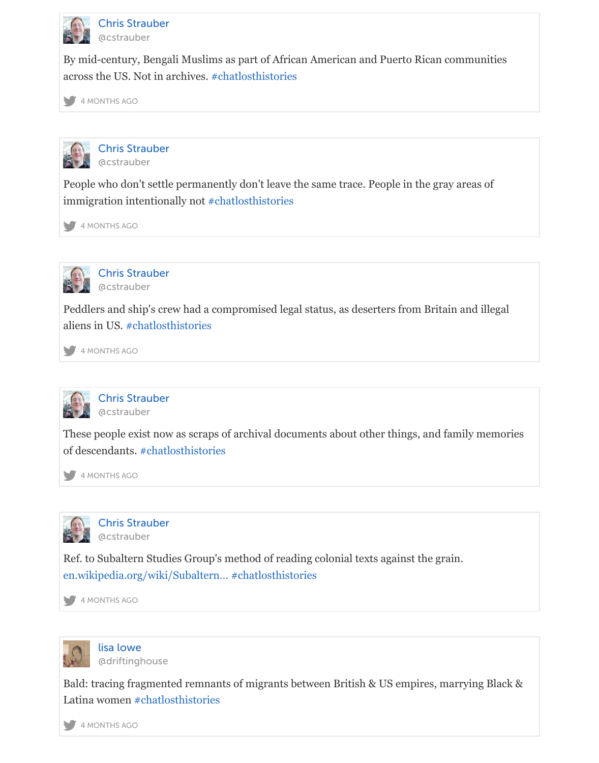**Chris Strauber**
@cstrauber

By mid-century, Bengali Muslims as part of African American and Puerto Rican communities across the US. Not in archives. #chatlosthistories

4 MONTHS AGO

---

**Chris Strauber**
@cstrauber

People who don't settle permanently don't leave the same trace. People in the gray areas of immigration intentionally not #chatlosthistories

4 MONTHS AGO

---

**Chris Strauber**
@cstrauber

Peddlers and ship's crew had a compromised legal status, as deserters from Britain and illegal aliens in US. #chatlosthistories

4 MONTHS AGO

---

**Chris Strauber**
@cstrauber

These people exist now as scraps of archival documents about other things, and family memories of descendants. #chatlosthistories

4 MONTHS AGO

---

**Chris Strauber**
@cstrauber

Ref. to Subaltern Studies Group's method of reading colonial texts against the grain. en.wikipedia.org/wiki/Subaltern... #chatlosthistories

4 MONTHS AGO

---

**lisa lowe**
@driftinghouse

Bald: tracing fragmented remnants of migrants between British & US empires, marrying Black & Latina women #chatlosthistories

4 MONTHS AGO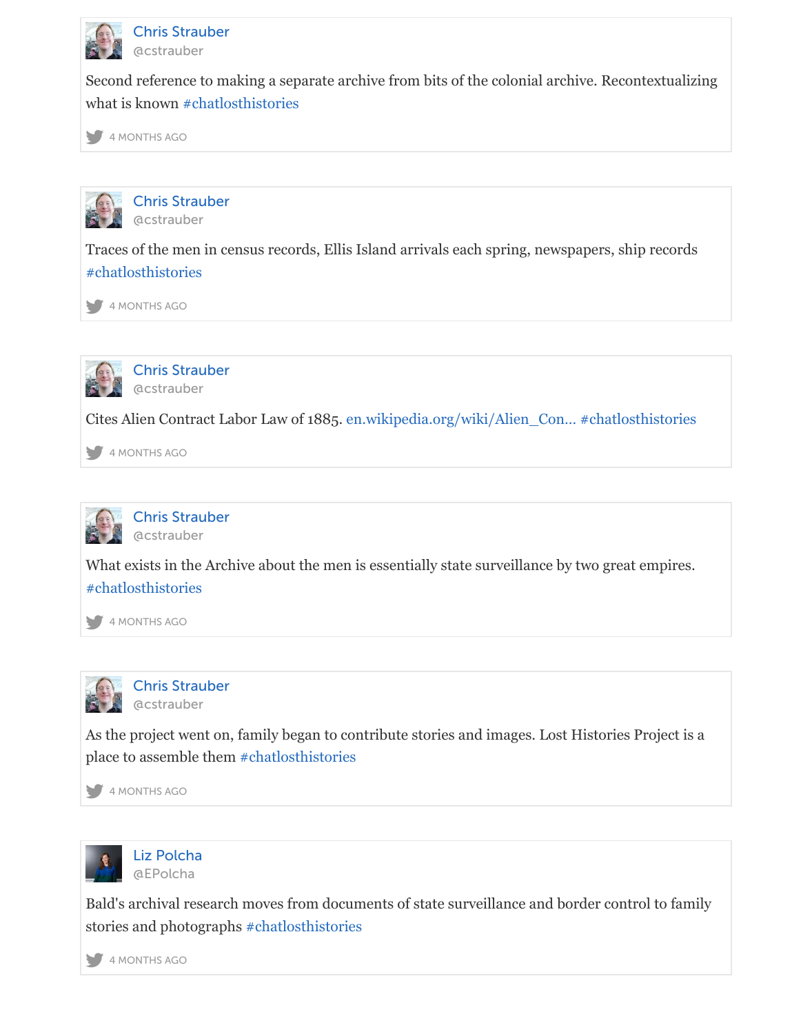Chris Strauber
@cstrauber

Second reference to making a separate archive from bits of the colonial archive. Recontextualizing what is known #chatlosthistories

4 MONTHS AGO

Chris Strauber
@cstrauber

Traces of the men in census records, Ellis Island arrivals each spring, newspapers, ship records #chatlosthistories

4 MONTHS AGO

Chris Strauber
@cstrauber

Cites Alien Contract Labor Law of 1885. en.wikipedia.org/wiki/Alien_Con... #chatlosthistories

4 MONTHS AGO

Chris Strauber
@cstrauber

What exists in the Archive about the men is essentially state surveillance by two great empires. #chatlosthistories

4 MONTHS AGO

Chris Strauber
@cstrauber

As the project went on, family began to contribute stories and images. Lost Histories Project is a place to assemble them #chatlosthistories

4 MONTHS AGO

Liz Polcha
@EPolcha

Bald's archival research moves from documents of state surveillance and border control to family stories and photographs #chatlosthistories

4 MONTHS AGO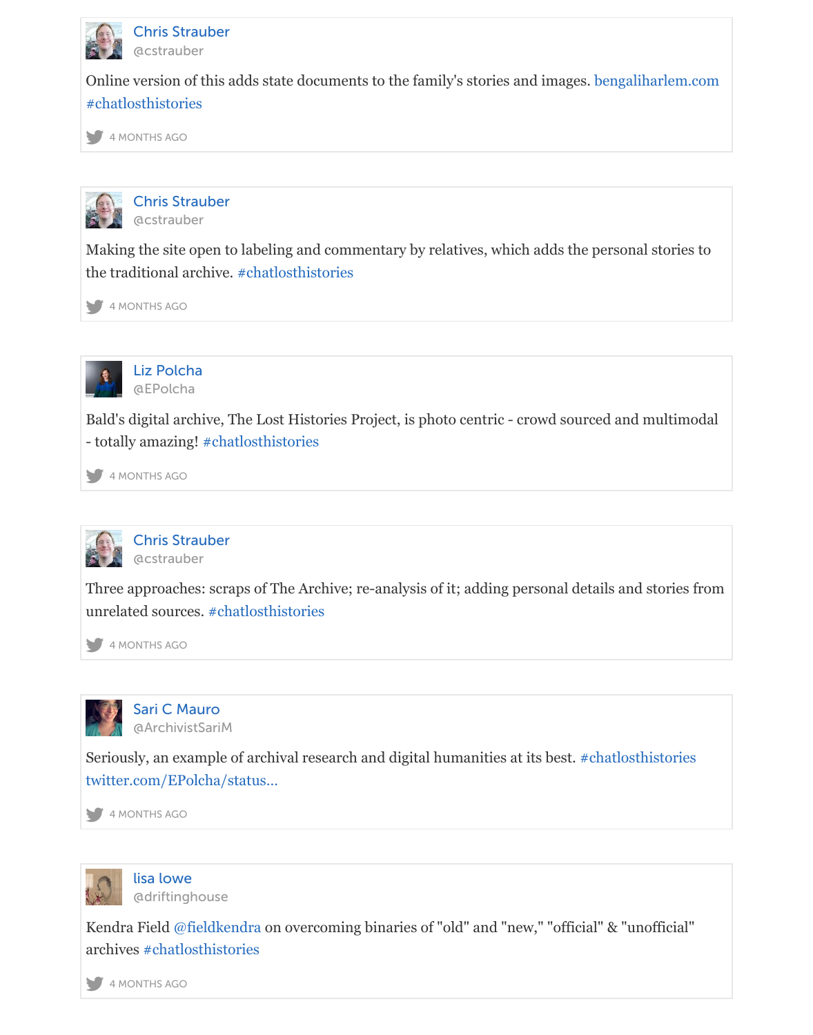**Chris Strauber**
@cstrauber

Online version of this adds state documents to the family's stories and images. bengaliharlem.com #chatlosthistories

4 MONTHS AGO

---

**Chris Strauber**
@cstrauber

Making the site open to labeling and commentary by relatives, which adds the personal stories to the traditional archive. #chatlosthistories

4 MONTHS AGO

---

**Liz Polcha**
@EPolcha

Bald's digital archive, The Lost Histories Project, is photo centric - crowd sourced and multimodal - totally amazing! #chatlosthistories

4 MONTHS AGO

---

**Chris Strauber**
@cstrauber

Three approaches: scraps of The Archive; re-analysis of it; adding personal details and stories from unrelated sources. #chatlosthistories

4 MONTHS AGO

---

**Sari C Mauro**
@ArchivistSariM

Seriously, an example of archival research and digital humanities at its best. #chatlosthistories twitter.com/EPolcha/status...

4 MONTHS AGO

---

**lisa lowe**
@driftinghouse

Kendra Field @fieldkendra on overcoming binaries of "old" and "new," "official" & "unofficial" archives #chatlosthistories

4 MONTHS AGO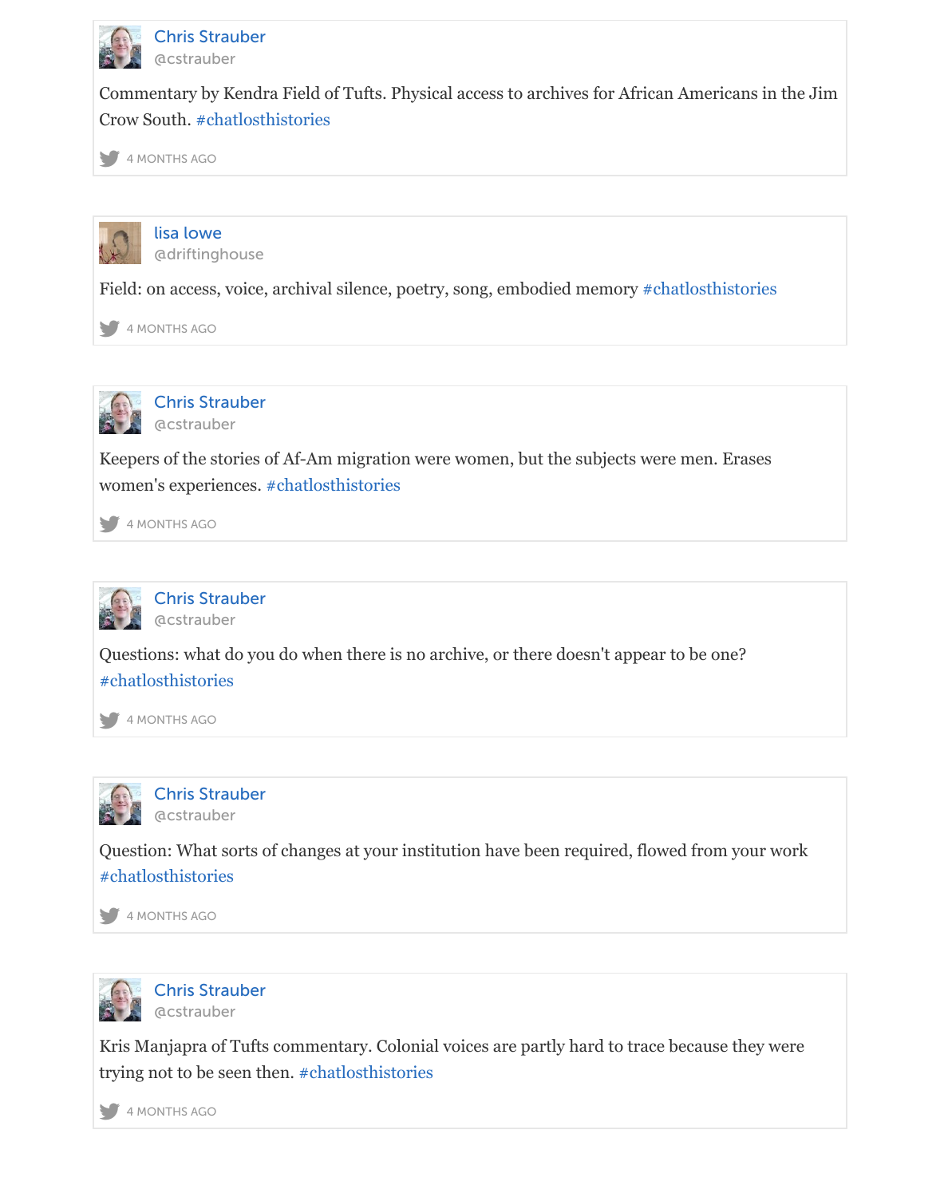Chris Strauber
@cstrauber

Commentary by Kendra Field of Tufts. Physical access to archives for African Americans in the Jim Crow South. #chatlosthistories

4 MONTHS AGO

---

lisa lowe
@driftinghouse

Field: on access, voice, archival silence, poetry, song, embodied memory #chatlosthistories

4 MONTHS AGO

---

Chris Strauber
@cstrauber

Keepers of the stories of Af-Am migration were women, but the subjects were men. Erases women's experiences. #chatlosthistories

4 MONTHS AGO

---

Chris Strauber
@cstrauber

Questions: what do you do when there is no archive, or there doesn't appear to be one? #chatlosthistories

4 MONTHS AGO

---

Chris Strauber
@cstrauber

Question: What sorts of changes at your institution have been required, flowed from your work #chatlosthistories

4 MONTHS AGO

---

Chris Strauber
@cstrauber

Kris Manjapra of Tufts commentary. Colonial voices are partly hard to trace because they were trying not to be seen then. #chatlosthistories

4 MONTHS AGO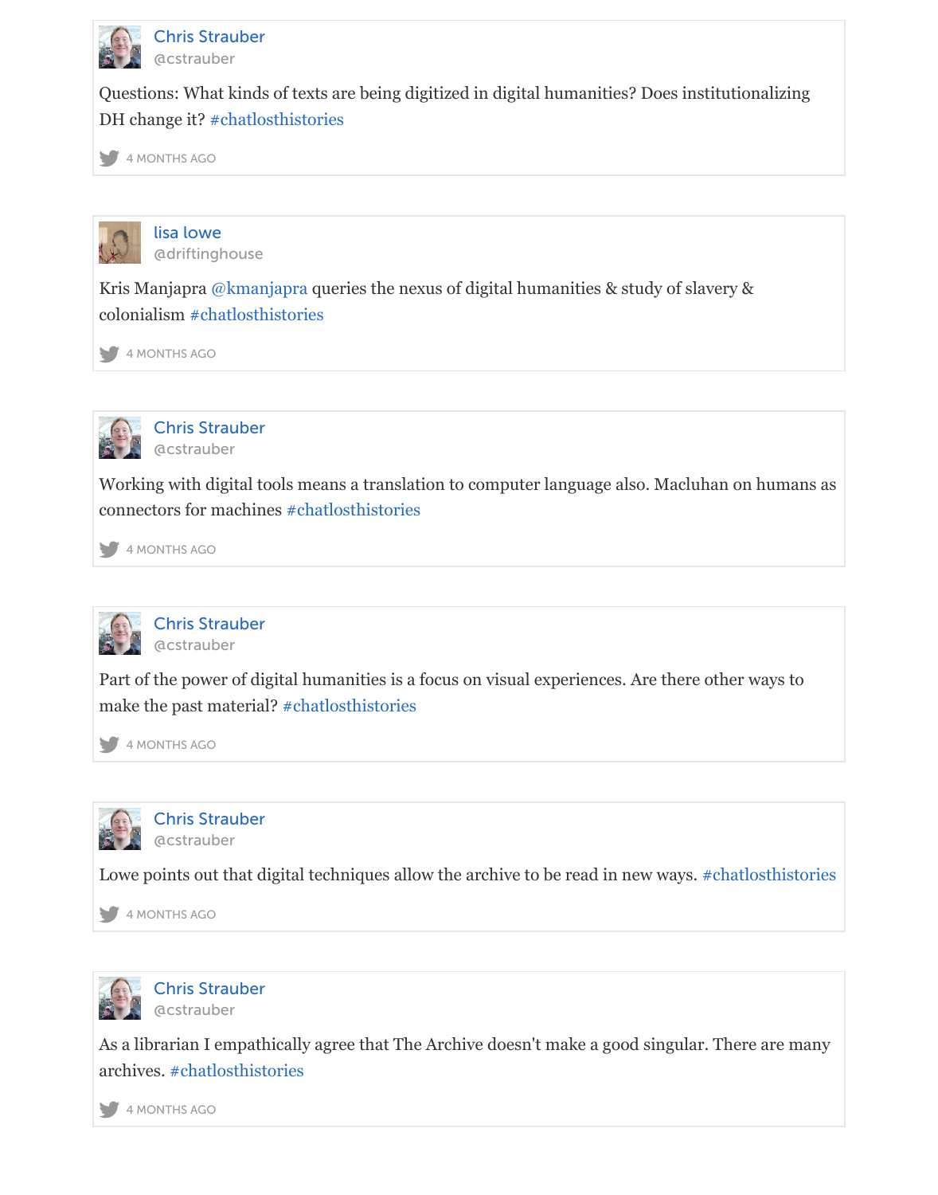Chris Strauber
@cstrauber

Questions: What kinds of texts are being digitized in digital humanities? Does institutionalizing DH change it? #chatlosthistories

4 MONTHS AGO

lisa lowe
@driftinghouse

Kris Manjapra @kmanjapra queries the nexus of digital humanities & study of slavery & colonialism #chatlosthistories

4 MONTHS AGO

Chris Strauber
@cstrauber

Working with digital tools means a translation to computer language also. Macluhan on humans as connectors for machines #chatlosthistories

4 MONTHS AGO

Chris Strauber
@cstrauber

Part of the power of digital humanities is a focus on visual experiences. Are there other ways to make the past material? #chatlosthistories

4 MONTHS AGO

Chris Strauber
@cstrauber

Lowe points out that digital techniques allow the archive to be read in new ways. #chatlosthistories

4 MONTHS AGO

Chris Strauber
@cstrauber

As a librarian I empathically agree that The Archive doesn't make a good singular. There are many archives. #chatlosthistories

4 MONTHS AGO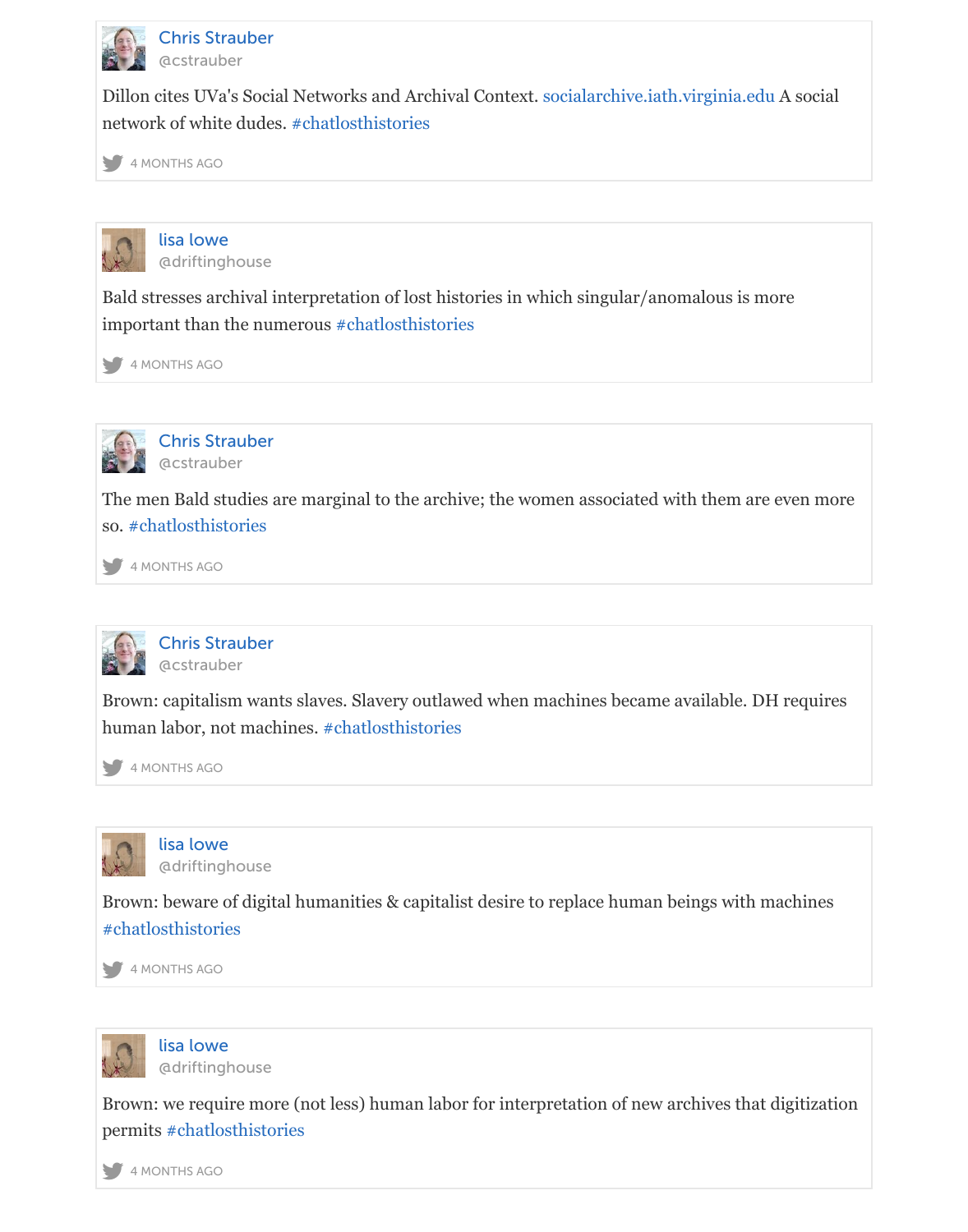Chris Strauber
@cstrauber

Dillon cites UVa's Social Networks and Archival Context. socialarchive.iath.virginia.edu A social network of white dudes. #chatlosthistories

4 MONTHS AGO

lisa lowe
@driftinghouse

Bald stresses archival interpretation of lost histories in which singular/anomalous is more important than the numerous #chatlosthistories

4 MONTHS AGO

Chris Strauber
@cstrauber

The men Bald studies are marginal to the archive; the women associated with them are even more so. #chatlosthistories

4 MONTHS AGO

Chris Strauber
@cstrauber

Brown: capitalism wants slaves. Slavery outlawed when machines became available. DH requires human labor, not machines. #chatlosthistories

4 MONTHS AGO

lisa lowe
@driftinghouse

Brown: beware of digital humanities & capitalist desire to replace human beings with machines #chatlosthistories

4 MONTHS AGO

lisa lowe
@driftinghouse

Brown: we require more (not less) human labor for interpretation of new archives that digitization permits #chatlosthistories

4 MONTHS AGO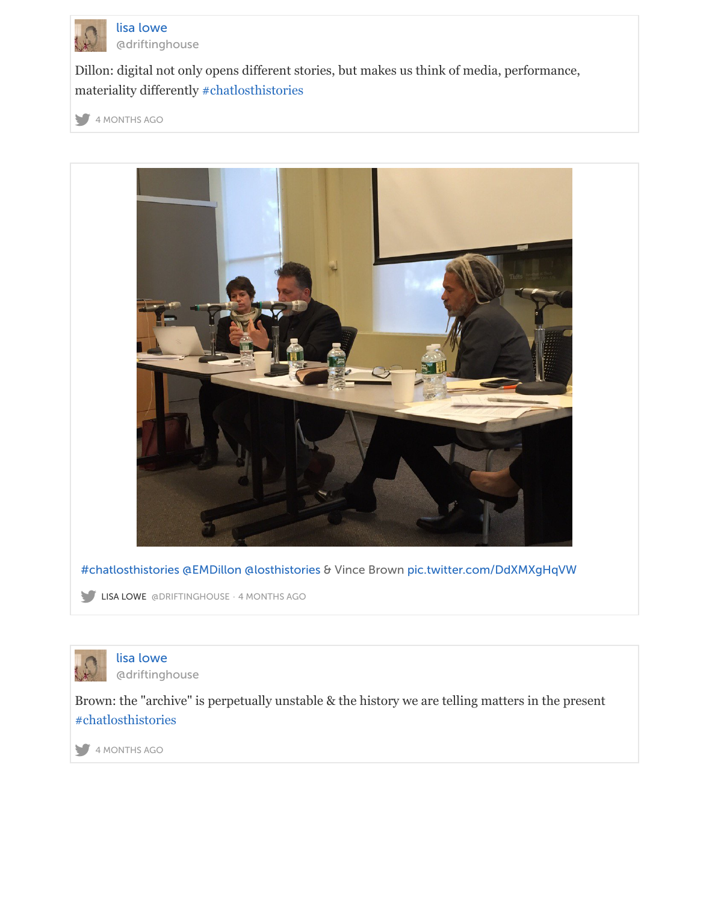lisa lowe
@driftinghouse

Dillon: digital not only opens different stories, but makes us think of media, performance, materiality differently #chatlosthistories

4 MONTHS AGO

#chatlosthistories @EMDillon @losthistories & Vince Brown pic.twitter.com/DdXMXgHqVW

LISA LOWE @DRIFTINGHOUSE · 4 MONTHS AGO

lisa lowe
@driftinghouse

Brown: the "archive" is perpetually unstable & the history we are telling matters in the present #chatlosthistories

4 MONTHS AGO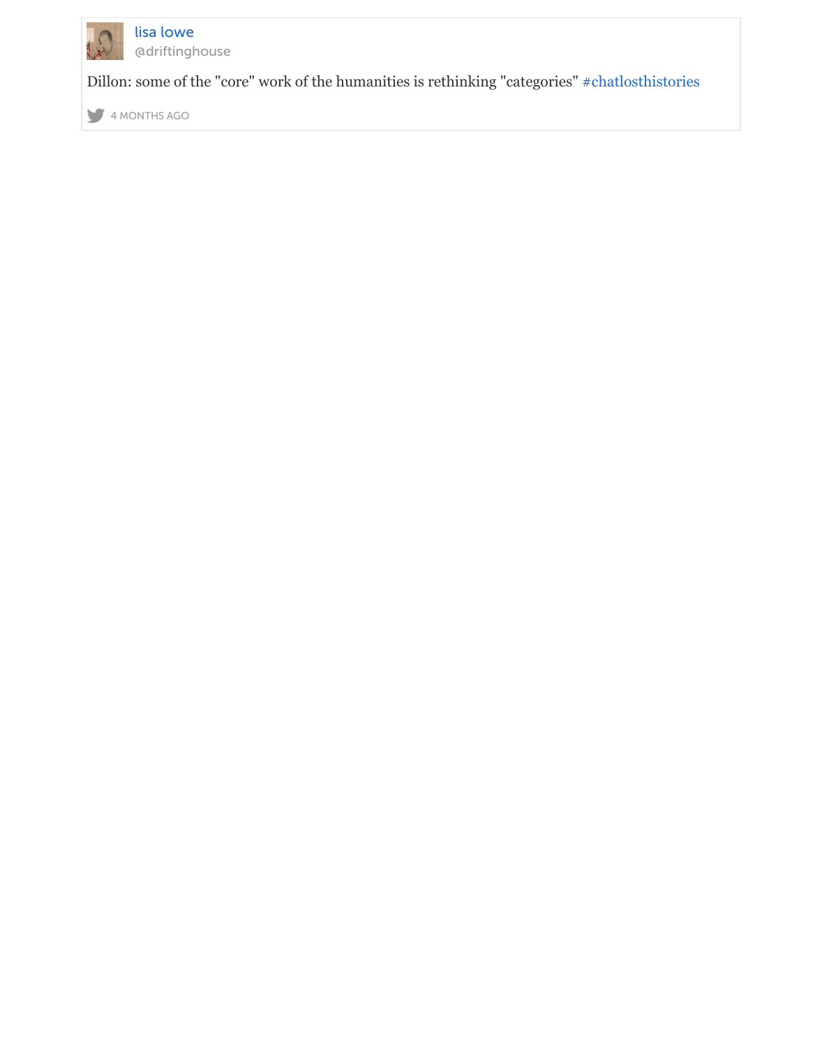lisa lowe
@driftinghouse

Dillon: some of the "core" work of the humanities is rethinking "categories" #chatlosthistories

4 MONTHS AGO